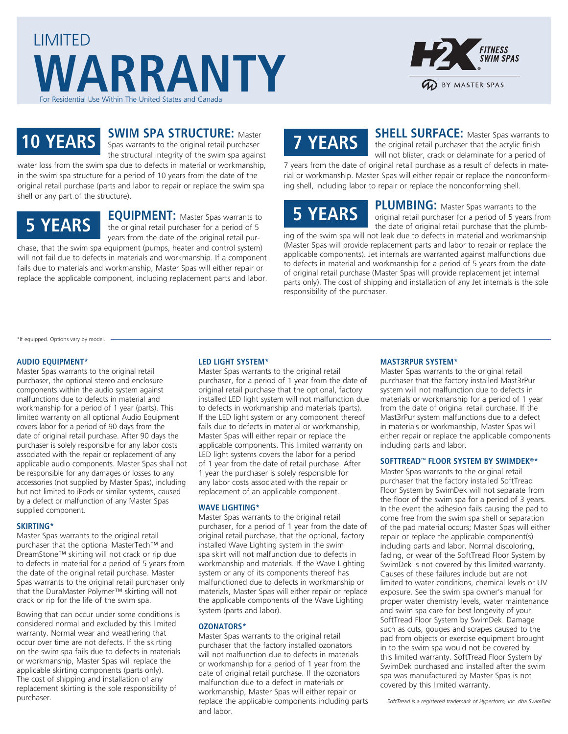# LIMITED WARRANTY

For Residential Use Within The United States and Canada

H2X FITNESS SWIM SPAS BY MASTER SPAS

## 10 YEARS

**SWIM SPA STRUCTURE:** Master Spas warrants to the original retail purchaser the structural integrity of the swim spa against water loss from the swim spa due to defects in material or workmanship, in the swim spa structure for a period of 10 years from the date of the original retail purchase (parts and labor to repair or replace the swim spa shell or any part of the structure).

## 5 YEARS

**EQUIPMENT:** Master Spas warrants to the original retail purchaser for a period of 5 years from the date of the original retail purchase, that the swim spa equipment (pumps, heater and control system) will not fail due to defects in materials and workmanship. If a component fails due to materials and workmanship, Master Spas will either repair or replace the applicable component, including replacement parts and labor.

## 7 YEARS

**SHELL SURFACE:** Master Spas warrants to the original retail purchaser that the acrylic finish will not blister, crack or delaminate for a period of 7 years from the date of original retail purchase as a result of defects in material or workmanship. Master Spas will either repair or replace the nonconforming shell, including labor to repair or replace the nonconforming shell.

## 5 YEARS

**PLUMBING:** Master Spas warrants to the original retail purchaser for a period of 5 years from the date of original retail purchase that the plumbing of the swim spa will not leak due to defects in material and workmanship (Master Spas will provide replacement parts and labor to repair or replace the applicable components). Jet internals are warranted against malfunctions due to defects in material and workmanship for a period of 5 years from the date of original retail purchase (Master Spas will provide replacement jet internal parts only). The cost of shipping and installation of any Jet internals is the sole responsibility of the purchaser.

*If equipped. Options vary by model.

### AUDIO EQUIPMENT*

Master Spas warrants to the original retail purchaser, the optional stereo and enclosure components within the audio system against malfunctions due to defects in material and workmanship for a period of 1 year (parts). This limited warranty on all optional Audio Equipment covers labor for a period of 90 days from the date of original retail purchase. After 90 days the purchaser is solely responsible for any labor costs associated with the repair or replacement of any applicable audio components. Master Spas shall not be responsible for any damages or losses to any accessories (not supplied by Master Spas), including but not limited to iPods or similar systems, caused by a defect or malfunction of any Master Spas supplied component.

### SKIRTING*

Master Spas warrants to the original retail purchaser that the optional MasterTech™ and DreamStone™ skirting will not crack or rip due to defects in material for a period of 5 years from the date of the original retail purchase. Master Spas warrants to the original retail purchaser only that the DuraMaster Polymer™ skirting will not crack or rip for the life of the swim spa.

Bowing that can occur under some conditions is considered normal and excluded by this limited warranty. Normal wear and weathering that occur over time are not defects. If the skirting on the swim spa fails due to defects in materials or workmanship, Master Spas will replace the applicable skirting components (parts only). The cost of shipping and installation of any replacement skirting is the sole responsibility of the purchaser.

### LED LIGHT SYSTEM*

Master Spas warrants to the original retail purchaser, for a period of 1 year from the date of original retail purchase that the optional, factory installed LED light system will not malfunction due to defects in workmanship and materials (parts). If the LED light system or any component thereof fails due to defects in material or workmanship, Master Spas will either repair or replace the applicable components. This limited warranty on LED light systems covers the labor for a period of 1 year from the date of retail purchase. After 1 year the purchaser is solely responsible for any labor costs associated with the repair or replacement of an applicable component.

### WAVE LIGHTING*

Master Spas warrants to the original retail purchaser, for a period of 1 year from the date of original retail purchase, that the optional, factory installed Wave Lighting system in the swim spa skirt will not malfunction due to defects in workmanship and materials. If the Wave Lighting system or any of its components thereof has malfunctioned due to defects in workmanship or materials, Master Spas will either repair or replace the applicable components of the Wave Lighting system (parts and labor).

### OZONATORS*

Master Spas warrants to the original retail purchaser that the factory installed ozonators will not malfunction due to defects in materials or workmanship for a period of 1 year from the date of original retail purchase. If the ozonators malfunction due to a defect in materials or workmanship, Master Spas will either repair or replace the applicable components including parts and labor.

### MAST3RPUR SYSTEM*

Master Spas warrants to the original retail purchaser that the factory installed Mast3rPur system will not malfunction due to defects in materials or workmanship for a period of 1 year from the date of original retail purchase. If the Mast3rPur system malfunctions due to a defect in materials or workmanship, Master Spas will either repair or replace the applicable components including parts and labor.

### SOFTTREAD™ FLOOR SYSTEM BY SWIMDEK®*

Master Spas warrants to the original retail purchaser that the factory installed SoftTread Floor System by SwimDek will not separate from the floor of the swim spa for a period of 3 years. In the event the adhesion fails causing the pad to come free from the swim spa shell or separation of the pad material occurs; Master Spas will either repair or replace the applicable component(s) including parts and labor. Normal discoloring, fading, or wear of the SoftTread Floor System by SwimDek is not covered by this limited warranty. Causes of these failures include but are not limited to water conditions, chemical levels or UV exposure. See the swim spa owner's manual for proper water chemistry levels, water maintenance and swim spa care for best longevity of your SoftTread Floor System by SwimDek. Damage such as cuts, gouges and scrapes caused to the pad from objects or exercise equipment brought in to the swim spa would not be covered by this limited warranty. SoftTread Floor System by SwimDek purchased and installed after the swim spa was manufactured by Master Spas is not covered by this limited warranty.

*SoftTread is a registered trademark of Hyperform, Inc. dba SwimDek*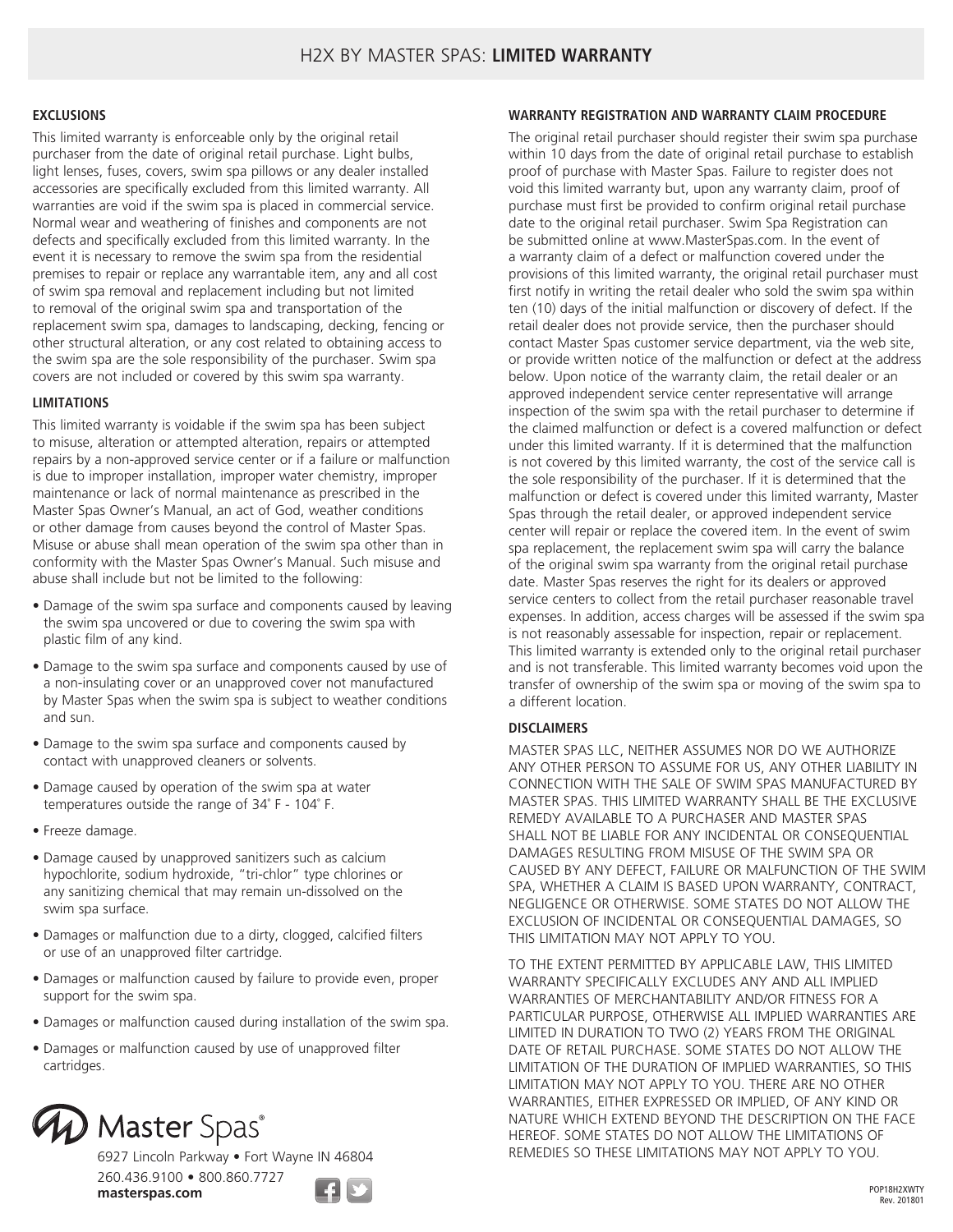# H2X BY MASTER SPAS: LIMITED WARRANTY

## EXCLUSIONS

This limited warranty is enforceable only by the original retail purchaser from the date of original retail purchase. Light bulbs, light lenses, fuses, covers, swim spa pillows or any dealer installed accessories are specifically excluded from this limited warranty. All warranties are void if the swim spa is placed in commercial service. Normal wear and weathering of finishes and components are not defects and specifically excluded from this limited warranty. In the event it is necessary to remove the swim spa from the residential premises to repair or replace any warrantable item, any and all cost of swim spa removal and replacement including but not limited to removal of the original swim spa and transportation of the replacement swim spa, damages to landscaping, decking, fencing or other structural alteration, or any cost related to obtaining access to the swim spa are the sole responsibility of the purchaser. Swim spa covers are not included or covered by this swim spa warranty.

## LIMITATIONS

This limited warranty is voidable if the swim spa has been subject to misuse, alteration or attempted alteration, repairs or attempted repairs by a non-approved service center or if a failure or malfunction is due to improper installation, improper water chemistry, improper maintenance or lack of normal maintenance as prescribed in the Master Spas Owner's Manual, an act of God, weather conditions or other damage from causes beyond the control of Master Spas. Misuse or abuse shall mean operation of the swim spa other than in conformity with the Master Spas Owner's Manual. Such misuse and abuse shall include but not be limited to the following:

- Damage of the swim spa surface and components caused by leaving the swim spa uncovered or due to covering the swim spa with plastic film of any kind.
- Damage to the swim spa surface and components caused by use of a non-insulating cover or an unapproved cover not manufactured by Master Spas when the swim spa is subject to weather conditions and sun.
- Damage to the swim spa surface and components caused by contact with unapproved cleaners or solvents.
- Damage caused by operation of the swim spa at water temperatures outside the range of 34˚ F - 104˚ F.
- Freeze damage.
- Damage caused by unapproved sanitizers such as calcium hypochlorite, sodium hydroxide, "tri-chlor" type chlorines or any sanitizing chemical that may remain un-dissolved on the swim spa surface.
- Damages or malfunction due to a dirty, clogged, calcified filters or use of an unapproved filter cartridge.
- Damages or malfunction caused by failure to provide even, proper support for the swim spa.
- Damages or malfunction caused during installation of the swim spa.
- Damages or malfunction caused by use of unapproved filter cartridges.

## WARRANTY REGISTRATION AND WARRANTY CLAIM PROCEDURE

The original retail purchaser should register their swim spa purchase within 10 days from the date of original retail purchase to establish proof of purchase with Master Spas. Failure to register does not void this limited warranty but, upon any warranty claim, proof of purchase must first be provided to confirm original retail purchase date to the original retail purchaser. Swim Spa Registration can be submitted online at www.MasterSpas.com. In the event of a warranty claim of a defect or malfunction covered under the provisions of this limited warranty, the original retail purchaser must first notify in writing the retail dealer who sold the swim spa within ten (10) days of the initial malfunction or discovery of defect. If the retail dealer does not provide service, then the purchaser should contact Master Spas customer service department, via the web site, or provide written notice of the malfunction or defect at the address below. Upon notice of the warranty claim, the retail dealer or an approved independent service center representative will arrange inspection of the swim spa with the retail purchaser to determine if the claimed malfunction or defect is a covered malfunction or defect under this limited warranty. If it is determined that the malfunction is not covered by this limited warranty, the cost of the service call is the sole responsibility of the purchaser. If it is determined that the malfunction or defect is covered under this limited warranty, Master Spas through the retail dealer, or approved independent service center will repair or replace the covered item. In the event of swim spa replacement, the replacement swim spa will carry the balance of the original swim spa warranty from the original retail purchase date. Master Spas reserves the right for its dealers or approved service centers to collect from the retail purchaser reasonable travel expenses. In addition, access charges will be assessed if the swim spa is not reasonably assessable for inspection, repair or replacement. This limited warranty is extended only to the original retail purchaser and is not transferable. This limited warranty becomes void upon the transfer of ownership of the swim spa or moving of the swim spa to a different location.

## DISCLAIMERS

MASTER SPAS LLC, NEITHER ASSUMES NOR DO WE AUTHORIZE ANY OTHER PERSON TO ASSUME FOR US, ANY OTHER LIABILITY IN CONNECTION WITH THE SALE OF SWIM SPAS MANUFACTURED BY MASTER SPAS. THIS LIMITED WARRANTY SHALL BE THE EXCLUSIVE REMEDY AVAILABLE TO A PURCHASER AND MASTER SPAS SHALL NOT BE LIABLE FOR ANY INCIDENTAL OR CONSEQUENTIAL DAMAGES RESULTING FROM MISUSE OF THE SWIM SPA OR CAUSED BY ANY DEFECT, FAILURE OR MALFUNCTION OF THE SWIM SPA, WHETHER A CLAIM IS BASED UPON WARRANTY, CONTRACT, NEGLIGENCE OR OTHERWISE. SOME STATES DO NOT ALLOW THE EXCLUSION OF INCIDENTAL OR CONSEQUENTIAL DAMAGES, SO THIS LIMITATION MAY NOT APPLY TO YOU.

TO THE EXTENT PERMITTED BY APPLICABLE LAW, THIS LIMITED WARRANTY SPECIFICALLY EXCLUDES ANY AND ALL IMPLIED WARRANTIES OF MERCHANTABILITY AND/OR FITNESS FOR A PARTICULAR PURPOSE, OTHERWISE ALL IMPLIED WARRANTIES ARE LIMITED IN DURATION TO TWO (2) YEARS FROM THE ORIGINAL DATE OF RETAIL PURCHASE. SOME STATES DO NOT ALLOW THE LIMITATION OF THE DURATION OF IMPLIED WARRANTIES, SO THIS LIMITATION MAY NOT APPLY TO YOU. THERE ARE NO OTHER WARRANTIES, EITHER EXPRESSED OR IMPLIED, OF ANY KIND OR NATURE WHICH EXTEND BEYOND THE DESCRIPTION ON THE FACE HEREOF. SOME STATES DO NOT ALLOW THE LIMITATIONS OF REMEDIES SO THESE LIMITATIONS MAY NOT APPLY TO YOU.

Master Spas®

6927 Lincoln Parkway • Fort Wayne IN 46804

260.436.9100 • 800.860.7727

**masterspas.com**

POP18H2XWTY
Rev. 201801